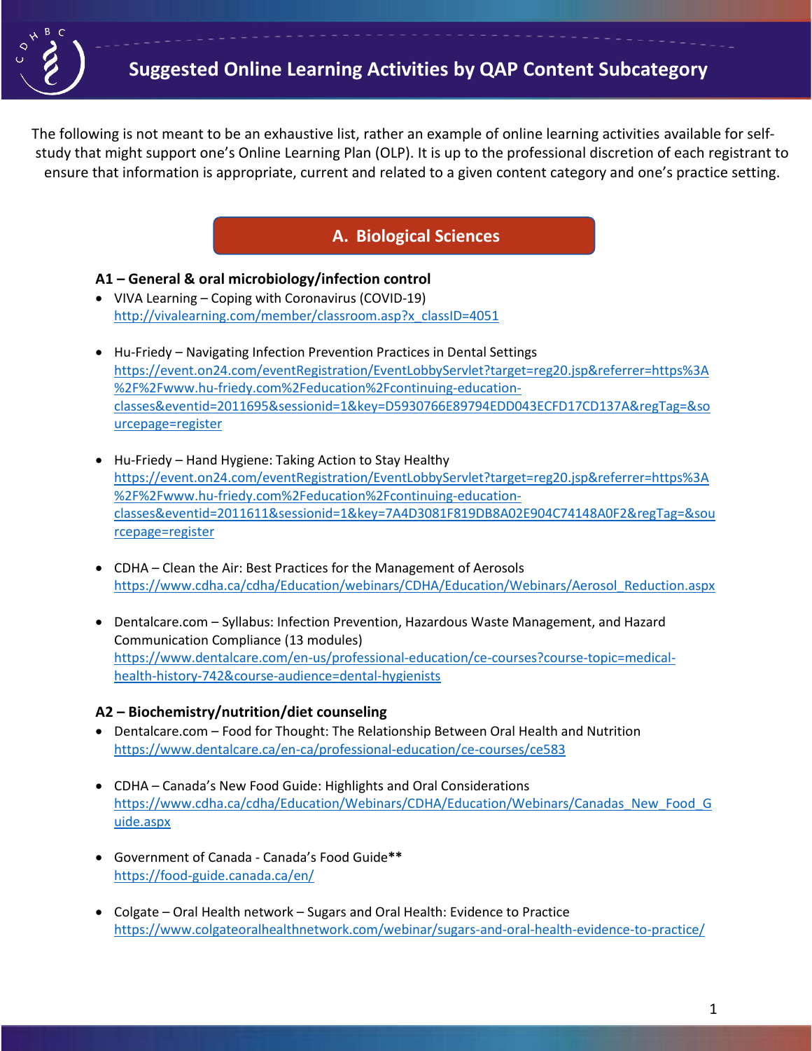# Suggested Online Learning Activities by QAP Content Subcategory

The following is not meant to be an exhaustive list, rather an example of online learning activities available for self-study that might support one's Online Learning Plan (OLP). It is up to the professional discretion of each registrant to ensure that information is appropriate, current and related to a given content category and one's practice setting.

## A. Biological Sciences

### A1 – General & oral microbiology/infection control

- VIVA Learning – Coping with Coronavirus (COVID-19)
  http://vivalearning.com/member/classroom.asp?x_classID=4051

- Hu-Friedy – Navigating Infection Prevention Practices in Dental Settings
  https://event.on24.com/eventRegistration/EventLobbyServlet?target=reg20.jsp&referrer=https%3A%2F%2Fwww.hu-friedy.com%2Feducation%2Fcontinuing-education-classes&eventid=2011695&sessionid=1&key=D5930766E89794EDD043ECFD17CD137A&regTag=&sourcepage=register

- Hu-Friedy – Hand Hygiene: Taking Action to Stay Healthy
  https://event.on24.com/eventRegistration/EventLobbyServlet?target=reg20.jsp&referrer=https%3A%2F%2Fwww.hu-friedy.com%2Feducation%2Fcontinuing-education-classes&eventid=2011611&sessionid=1&key=7A4D3081F819DB8A02E904C74148A0F2&regTag=&sourcepage=register

- CDHA – Clean the Air: Best Practices for the Management of Aerosols
  https://www.cdha.ca/cdha/Education/webinars/CDHA/Education/Webinars/Aerosol_Reduction.aspx

- Dentalcare.com – Syllabus: Infection Prevention, Hazardous Waste Management, and Hazard Communication Compliance (13 modules)
  https://www.dentalcare.com/en-us/professional-education/ce-courses?course-topic=medical-health-history-742&course-audience=dental-hygienists

### A2 – Biochemistry/nutrition/diet counseling

- Dentalcare.com – Food for Thought: The Relationship Between Oral Health and Nutrition
  https://www.dentalcare.ca/en-ca/professional-education/ce-courses/ce583

- CDHA – Canada's New Food Guide: Highlights and Oral Considerations
  https://www.cdha.ca/cdha/Education/Webinars/CDHA/Education/Webinars/Canadas_New_Food_Guide.aspx

- Government of Canada - Canada's Food Guide**
  https://food-guide.canada.ca/en/

- Colgate – Oral Health network – Sugars and Oral Health: Evidence to Practice
  https://www.colgateoralhealthnetwork.com/webinar/sugars-and-oral-health-evidence-to-practice/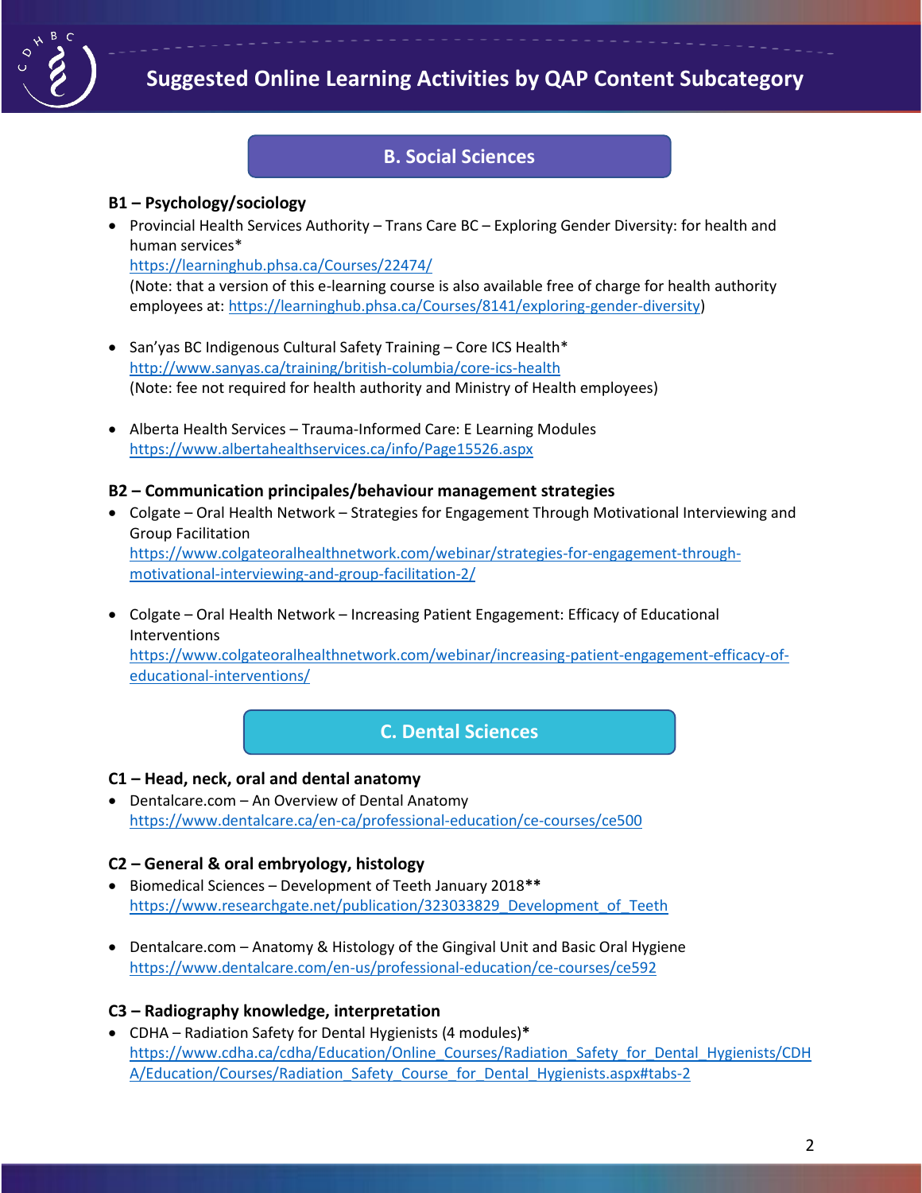## B. Social Sciences

### B1 – Psychology/sociology

- Provincial Health Services Authority – Trans Care BC – Exploring Gender Diversity: for health and human services*
  https://learninghub.phsa.ca/Courses/22474/
  (Note: that a version of this e-learning course is also available free of charge for health authority employees at: https://learninghub.phsa.ca/Courses/8141/exploring-gender-diversity)

- San'yas BC Indigenous Cultural Safety Training – Core ICS Health*
  http://www.sanyas.ca/training/british-columbia/core-ics-health
  (Note: fee not required for health authority and Ministry of Health employees)

- Alberta Health Services – Trauma-Informed Care: E Learning Modules
  https://www.albertahealthservices.ca/info/Page15526.aspx

### B2 – Communication principales/behaviour management strategies

- Colgate – Oral Health Network – Strategies for Engagement Through Motivational Interviewing and Group Facilitation
  https://www.colgateoralhealthnetwork.com/webinar/strategies-for-engagement-through-motivational-interviewing-and-group-facilitation-2/

- Colgate – Oral Health Network – Increasing Patient Engagement: Efficacy of Educational Interventions
  https://www.colgateoralhealthnetwork.com/webinar/increasing-patient-engagement-efficacy-of-educational-interventions/

## C. Dental Sciences

### C1 – Head, neck, oral and dental anatomy

- Dentalcare.com – An Overview of Dental Anatomy
  https://www.dentalcare.ca/en-ca/professional-education/ce-courses/ce500

### C2 – General & oral embryology, histology

- Biomedical Sciences – Development of Teeth January 2018**
  https://www.researchgate.net/publication/323033829_Development_of_Teeth

- Dentalcare.com – Anatomy & Histology of the Gingival Unit and Basic Oral Hygiene
  https://www.dentalcare.com/en-us/professional-education/ce-courses/ce592

### C3 – Radiography knowledge, interpretation

- CDHA – Radiation Safety for Dental Hygienists (4 modules)*
  https://www.cdha.ca/cdha/Education/Online_Courses/Radiation_Safety_for_Dental_Hygienists/CDHA/Education/Courses/Radiation_Safety_Course_for_Dental_Hygienists.aspx#tabs-2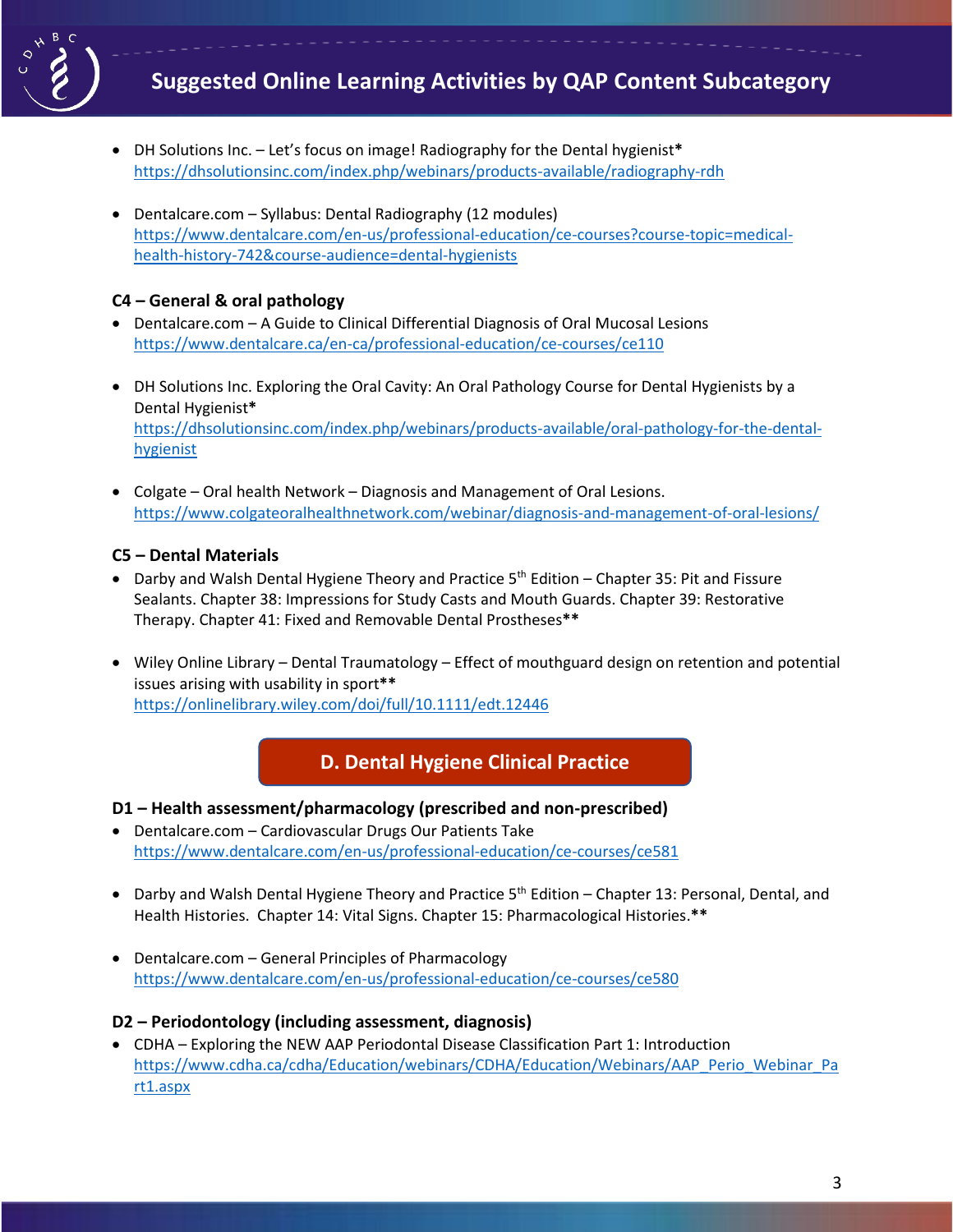- DH Solutions Inc. – Let's focus on image! Radiography for the Dental hygienist*
  https://dhsolutionsinc.com/index.php/webinars/products-available/radiography-rdh

- Dentalcare.com – Syllabus: Dental Radiography (12 modules)
  https://www.dentalcare.com/en-us/professional-education/ce-courses?course-topic=medical-health-history-742&course-audience=dental-hygienists

### C4 – General & oral pathology

- Dentalcare.com – A Guide to Clinical Differential Diagnosis of Oral Mucosal Lesions
  https://www.dentalcare.ca/en-ca/professional-education/ce-courses/ce110

- DH Solutions Inc. Exploring the Oral Cavity: An Oral Pathology Course for Dental Hygienists by a Dental Hygienist*
  https://dhsolutionsinc.com/index.php/webinars/products-available/oral-pathology-for-the-dental-hygienist

- Colgate – Oral health Network – Diagnosis and Management of Oral Lesions.
  https://www.colgateoralhealthnetwork.com/webinar/diagnosis-and-management-of-oral-lesions/

### C5 – Dental Materials

- Darby and Walsh Dental Hygiene Theory and Practice 5th Edition – Chapter 35: Pit and Fissure Sealants. Chapter 38: Impressions for Study Casts and Mouth Guards. Chapter 39: Restorative Therapy. Chapter 41: Fixed and Removable Dental Prostheses**

- Wiley Online Library – Dental Traumatology – Effect of mouthguard design on retention and potential issues arising with usability in sport**
  https://onlinelibrary.wiley.com/doi/full/10.1111/edt.12446

## D. Dental Hygiene Clinical Practice

### D1 – Health assessment/pharmacology (prescribed and non-prescribed)

- Dentalcare.com – Cardiovascular Drugs Our Patients Take
  https://www.dentalcare.com/en-us/professional-education/ce-courses/ce581

- Darby and Walsh Dental Hygiene Theory and Practice 5th Edition – Chapter 13: Personal, Dental, and Health Histories. Chapter 14: Vital Signs. Chapter 15: Pharmacological Histories.**

- Dentalcare.com – General Principles of Pharmacology
  https://www.dentalcare.com/en-us/professional-education/ce-courses/ce580

### D2 – Periodontology (including assessment, diagnosis)

- CDHA – Exploring the NEW AAP Periodontal Disease Classification Part 1: Introduction
  https://www.cdha.ca/cdha/Education/webinars/CDHA/Education/Webinars/AAP_Perio_Webinar_Part1.aspx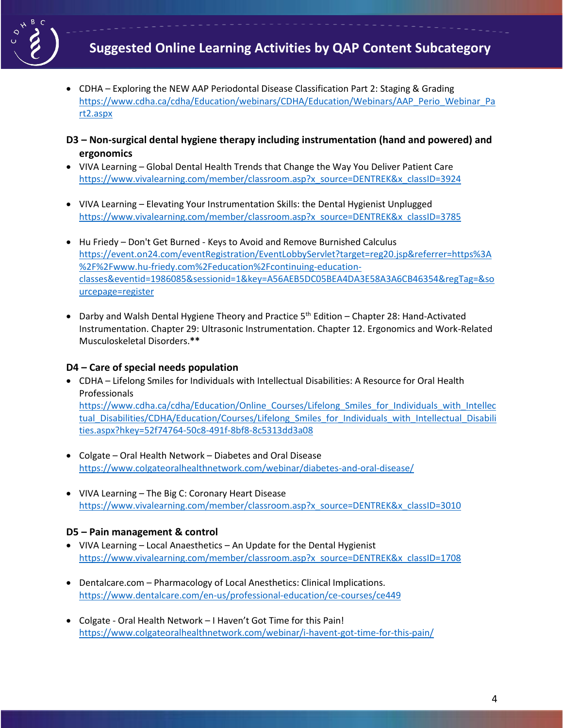- CDHA – Exploring the NEW AAP Periodontal Disease Classification Part 2: Staging & Grading https://www.cdha.ca/cdha/Education/webinars/CDHA/Education/Webinars/AAP_Perio_Webinar_Part2.aspx

### D3 – Non-surgical dental hygiene therapy including instrumentation (hand and powered) and ergonomics

- VIVA Learning – Global Dental Health Trends that Change the Way You Deliver Patient Care https://www.vivalearning.com/member/classroom.asp?x_source=DENTREK&x_classID=3924

- VIVA Learning – Elevating Your Instrumentation Skills: the Dental Hygienist Unplugged https://www.vivalearning.com/member/classroom.asp?x_source=DENTREK&x_classID=3785

- Hu Friedy – Don't Get Burned - Keys to Avoid and Remove Burnished Calculus https://event.on24.com/eventRegistration/EventLobbyServlet?target=reg20.jsp&referrer=https%3A%2F%2Fwww.hu-friedy.com%2Feducation%2Fcontinuing-education-classes&eventid=1986085&sessionid=1&key=A56AEB5DC05BEA4DA3E58A3A6CB46354&regTag=&sourcepage=register

- Darby and Walsh Dental Hygiene Theory and Practice 5th Edition – Chapter 28: Hand-Activated Instrumentation. Chapter 29: Ultrasonic Instrumentation. Chapter 12. Ergonomics and Work-Related Musculoskeletal Disorders.**

### D4 – Care of special needs population

- CDHA – Lifelong Smiles for Individuals with Intellectual Disabilities: A Resource for Oral Health Professionals https://www.cdha.ca/cdha/Education/Online_Courses/Lifelong_Smiles_for_Individuals_with_Intellectual_Disabilities/CDHA/Education/Courses/Lifelong_Smiles_for_Individuals_with_Intellectual_Disabilities.aspx?hkey=52f74764-50c8-491f-8bf8-8c5313dd3a08

- Colgate – Oral Health Network – Diabetes and Oral Disease https://www.colgateoralhealthnetwork.com/webinar/diabetes-and-oral-disease/

- VIVA Learning – The Big C: Coronary Heart Disease https://www.vivalearning.com/member/classroom.asp?x_source=DENTREK&x_classID=3010

### D5 – Pain management & control

- VIVA Learning – Local Anaesthetics – An Update for the Dental Hygienist https://www.vivalearning.com/member/classroom.asp?x_source=DENTREK&x_classID=1708

- Dentalcare.com – Pharmacology of Local Anesthetics: Clinical Implications. https://www.dentalcare.com/en-us/professional-education/ce-courses/ce449

- Colgate - Oral Health Network – I Haven't Got Time for this Pain! https://www.colgateoralhealthnetwork.com/webinar/i-havent-got-time-for-this-pain/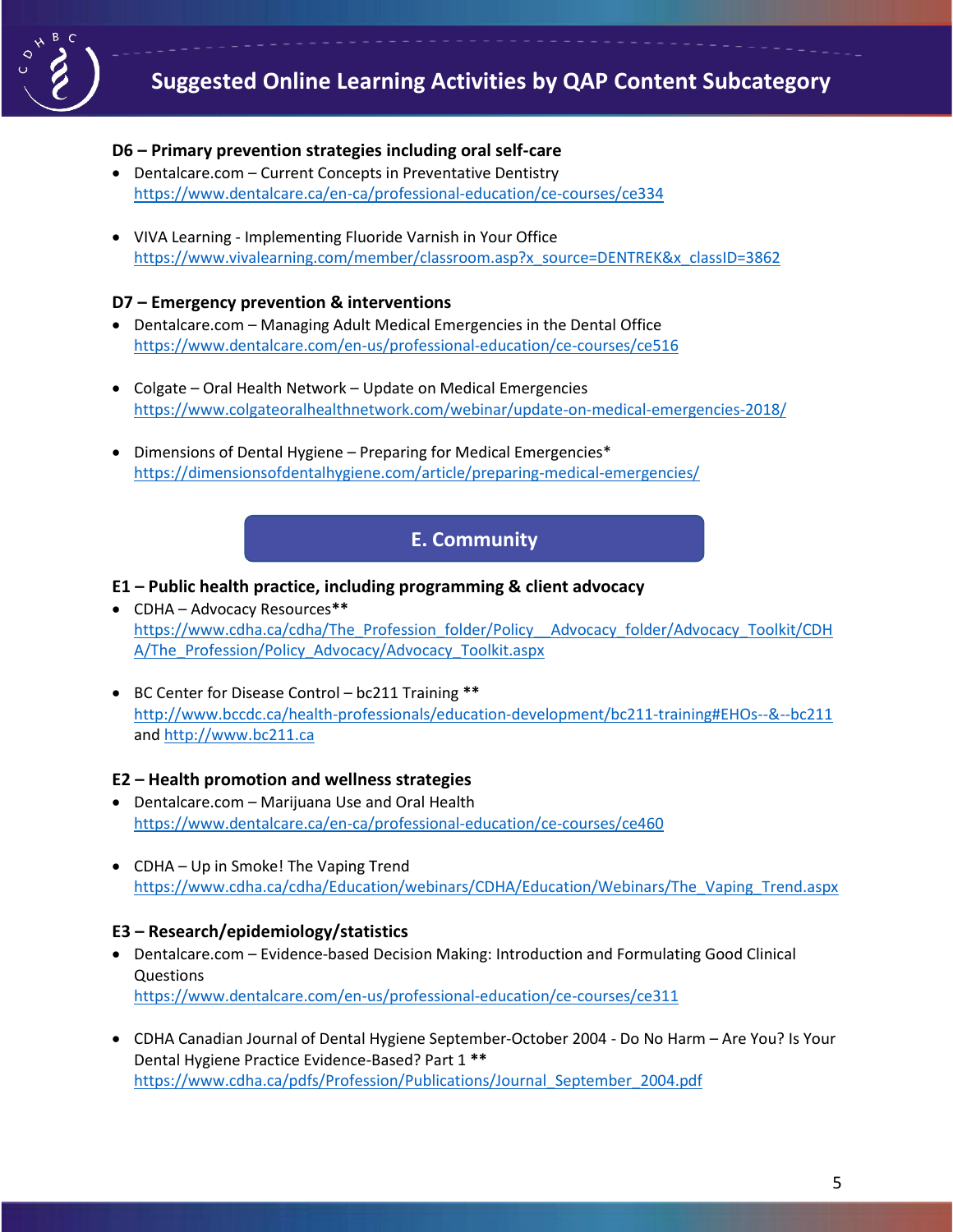### D6 – Primary prevention strategies including oral self-care

- Dentalcare.com – Current Concepts in Preventative Dentistry
  https://www.dentalcare.ca/en-ca/professional-education/ce-courses/ce334

- VIVA Learning - Implementing Fluoride Varnish in Your Office
  https://www.vivalearning.com/member/classroom.asp?x_source=DENTREK&x_classID=3862

### D7 – Emergency prevention & interventions

- Dentalcare.com – Managing Adult Medical Emergencies in the Dental Office
  https://www.dentalcare.com/en-us/professional-education/ce-courses/ce516

- Colgate – Oral Health Network – Update on Medical Emergencies
  https://www.colgateoralhealthnetwork.com/webinar/update-on-medical-emergencies-2018/

- Dimensions of Dental Hygiene – Preparing for Medical Emergencies*
  https://dimensionsofdentalhygiene.com/article/preparing-medical-emergencies/

## E. Community

### E1 – Public health practice, including programming & client advocacy

- CDHA – Advocacy Resources**
  https://www.cdha.ca/cdha/The_Profession_folder/Policy__Advocacy_folder/Advocacy_Toolkit/CDHA/The_Profession/Policy_Advocacy/Advocacy_Toolkit.aspx

- BC Center for Disease Control – bc211 Training **
  http://www.bccdc.ca/health-professionals/education-development/bc211-training#EHOs--&--bc211 and http://www.bc211.ca

### E2 – Health promotion and wellness strategies

- Dentalcare.com – Marijuana Use and Oral Health
  https://www.dentalcare.ca/en-ca/professional-education/ce-courses/ce460

- CDHA – Up in Smoke! The Vaping Trend
  https://www.cdha.ca/cdha/Education/webinars/CDHA/Education/Webinars/The_Vaping_Trend.aspx

### E3 – Research/epidemiology/statistics

- Dentalcare.com – Evidence-based Decision Making: Introduction and Formulating Good Clinical Questions
  https://www.dentalcare.com/en-us/professional-education/ce-courses/ce311

- CDHA Canadian Journal of Dental Hygiene September-October 2004 - Do No Harm – Are You? Is Your Dental Hygiene Practice Evidence-Based? Part 1 **
  https://www.cdha.ca/pdfs/Profession/Publications/Journal_September_2004.pdf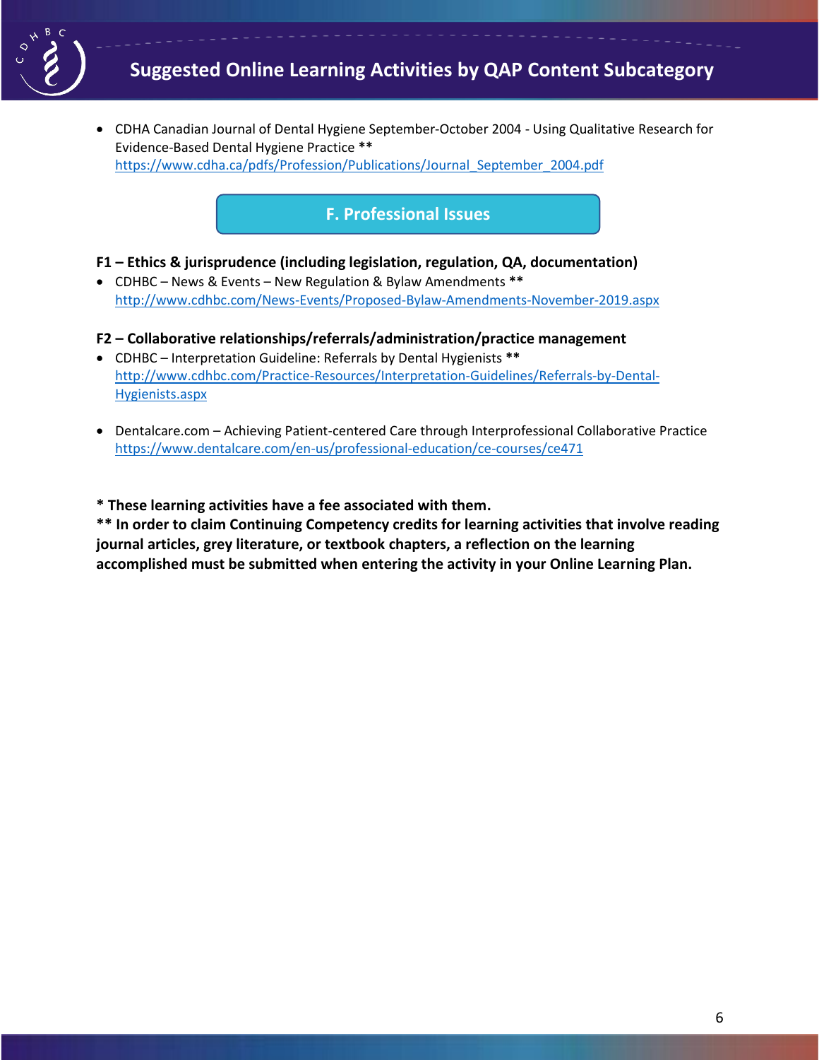- CDHA Canadian Journal of Dental Hygiene September-October 2004 - Using Qualitative Research for Evidence-Based Dental Hygiene Practice **
  https://www.cdha.ca/pdfs/Profession/Publications/Journal_September_2004.pdf

## F. Professional Issues

### F1 – Ethics & jurisprudence (including legislation, regulation, QA, documentation)

- CDHBC – News & Events – New Regulation & Bylaw Amendments **
  http://www.cdhbc.com/News-Events/Proposed-Bylaw-Amendments-November-2019.aspx

### F2 – Collaborative relationships/referrals/administration/practice management

- CDHBC – Interpretation Guideline: Referrals by Dental Hygienists **
  http://www.cdhbc.com/Practice-Resources/Interpretation-Guidelines/Referrals-by-Dental-Hygienists.aspx

- Dentalcare.com – Achieving Patient-centered Care through Interprofessional Collaborative Practice
  https://www.dentalcare.com/en-us/professional-education/ce-courses/ce471

**\* These learning activities have a fee associated with them.**

**\*\* In order to claim Continuing Competency credits for learning activities that involve reading journal articles, grey literature, or textbook chapters, a reflection on the learning accomplished must be submitted when entering the activity in your Online Learning Plan.**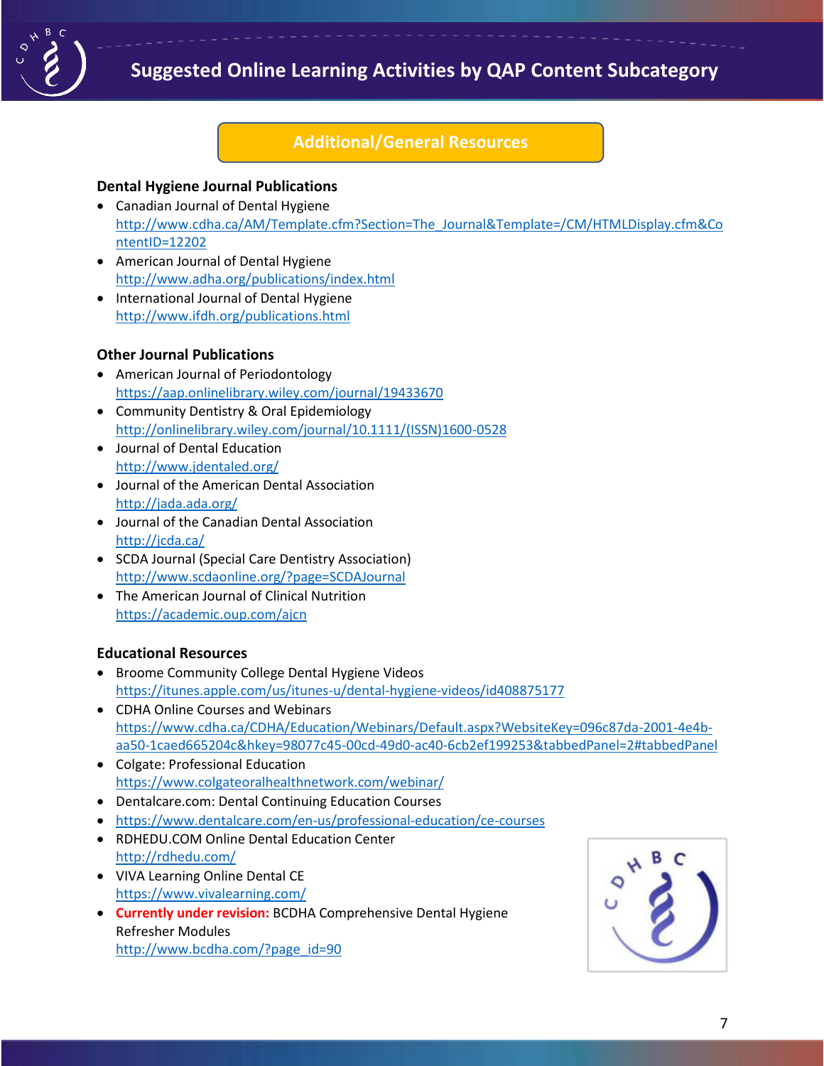# Suggested Online Learning Activities by QAP Content Subcategory

## Additional/General Resources

**Dental Hygiene Journal Publications**

- Canadian Journal of Dental Hygiene
  http://www.cdha.ca/AM/Template.cfm?Section=The_Journal&Template=/CM/HTMLDisplay.cfm&ContentID=12202
- American Journal of Dental Hygiene
  http://www.adha.org/publications/index.html
- International Journal of Dental Hygiene
  http://www.ifdh.org/publications.html

**Other Journal Publications**

- American Journal of Periodontology
  https://aap.onlinelibrary.wiley.com/journal/19433670
- Community Dentistry & Oral Epidemiology
  http://onlinelibrary.wiley.com/journal/10.1111/(ISSN)1600-0528
- Journal of Dental Education
  http://www.jdentaled.org/
- Journal of the American Dental Association
  http://jada.ada.org/
- Journal of the Canadian Dental Association
  http://jcda.ca/
- SCDA Journal (Special Care Dentistry Association)
  http://www.scdaonline.org/?page=SCDAJournal
- The American Journal of Clinical Nutrition
  https://academic.oup.com/ajcn

**Educational Resources**

- Broome Community College Dental Hygiene Videos
  https://itunes.apple.com/us/itunes-u/dental-hygiene-videos/id408875177
- CDHA Online Courses and Webinars
  https://www.cdha.ca/CDHA/Education/Webinars/Default.aspx?WebsiteKey=096c87da-2001-4e4b-aa50-1caed665204c&hkey=98077c45-00cd-49d0-ac40-6cb2ef199253&tabbedPanel=2#tabbedPanel
- Colgate: Professional Education
  https://www.colgateoralhealthnetwork.com/webinar/
- Dentalcare.com: Dental Continuing Education Courses
- https://www.dentalcare.com/en-us/professional-education/ce-courses
- RDHEDU.COM Online Dental Education Center
  http://rdhedu.com/
- VIVA Learning Online Dental CE
  https://www.vivalearning.com/
- **Currently under revision:** BCDHA Comprehensive Dental Hygiene Refresher Modules
  http://www.bcdha.com/?page_id=90